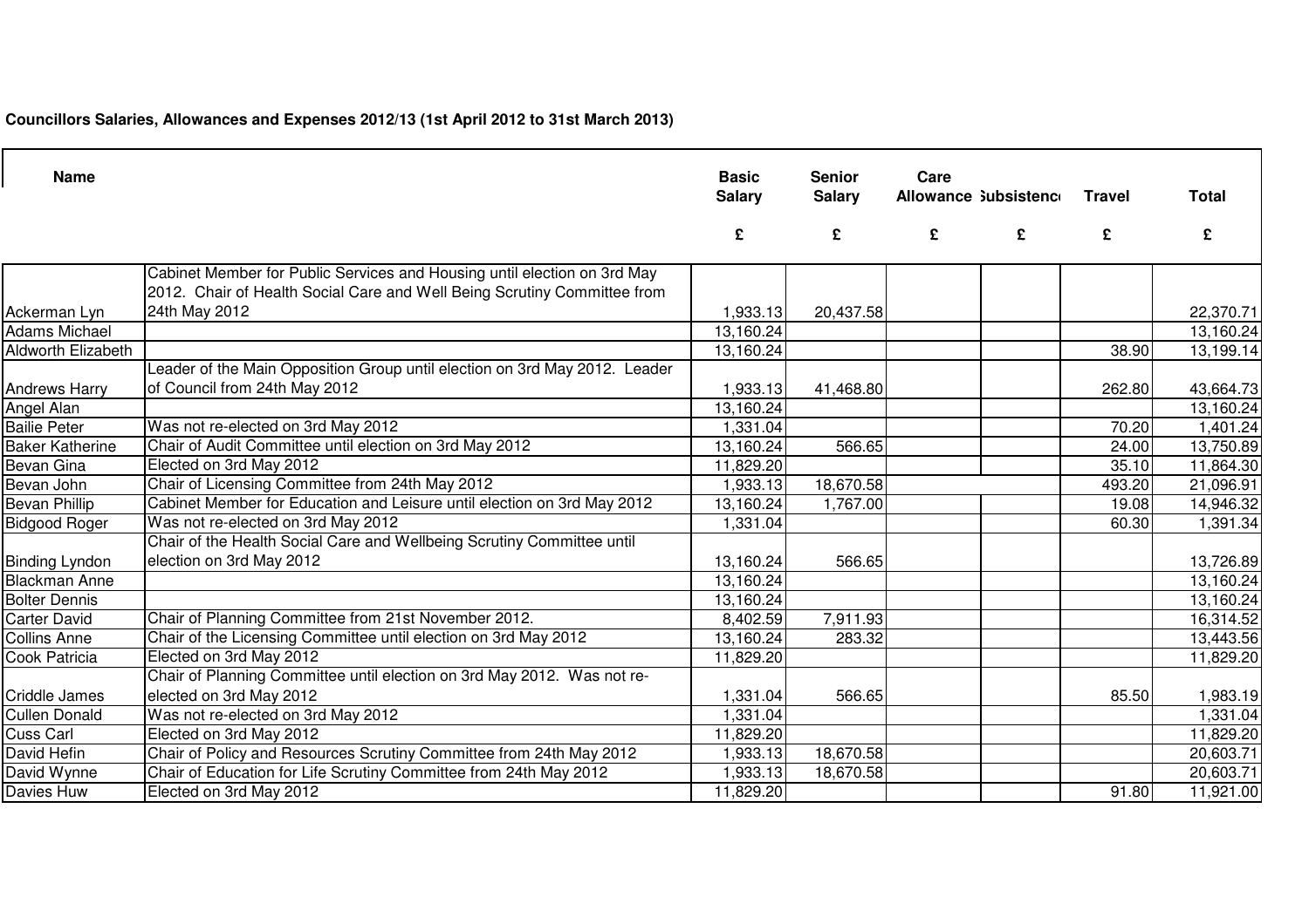**Councillors Salaries, Allowances and Expenses 2012/13 (1st April 2012 to 31st March 2013)**

| Name | | Basic Salary | Senior Salary | Care Allowance | Subsistence | Travel | Total |
|---|---|---|---|---|---|---|---|
| | | £ | £ | £ | £ | £ | £ |
| Ackerman Lyn | Cabinet Member for Public Services and Housing until election on 3rd May 2012. Chair of Health Social Care and Well Being Scrutiny Committee from 24th May 2012 | 1,933.13 | 20,437.58 | | | | 22,370.71 |
| Adams Michael | | 13,160.24 | | | | | 13,160.24 |
| Aldworth Elizabeth | | 13,160.24 | | | | 38.90 | 13,199.14 |
| Andrews Harry | Leader of the Main Opposition Group until election on 3rd May 2012. Leader of Council from 24th May 2012 | 1,933.13 | 41,468.80 | | | 262.80 | 43,664.73 |
| Angel Alan | | 13,160.24 | | | | | 13,160.24 |
| Bailie Peter | Was not re-elected on 3rd May 2012 | 1,331.04 | | | | 70.20 | 1,401.24 |
| Baker Katherine | Chair of Audit Committee until election on 3rd May 2012 | 13,160.24 | 566.65 | | | 24.00 | 13,750.89 |
| Bevan Gina | Elected on 3rd May 2012 | 11,829.20 | | | | 35.10 | 11,864.30 |
| Bevan John | Chair of Licensing Committee from 24th May 2012 | 1,933.13 | 18,670.58 | | | 493.20 | 21,096.91 |
| Bevan Phillip | Cabinet Member for Education and Leisure until election on 3rd May 2012 | 13,160.24 | 1,767.00 | | | 19.08 | 14,946.32 |
| Bidgood Roger | Was not re-elected on 3rd May 2012 | 1,331.04 | | | | 60.30 | 1,391.34 |
| Binding Lyndon | Chair of the Health Social Care and Wellbeing Scrutiny Committee until election on 3rd May 2012 | 13,160.24 | 566.65 | | | | 13,726.89 |
| Blackman Anne | | 13,160.24 | | | | | 13,160.24 |
| Bolter Dennis | | 13,160.24 | | | | | 13,160.24 |
| Carter David | Chair of Planning Committee from 21st November 2012. | 8,402.59 | 7,911.93 | | | | 16,314.52 |
| Collins Anne | Chair of the Licensing Committee until election on 3rd May 2012 | 13,160.24 | 283.32 | | | | 13,443.56 |
| Cook Patricia | Elected on 3rd May 2012 | 11,829.20 | | | | | 11,829.20 |
| Criddle James | Chair of Planning Committee until election on 3rd May 2012. Was not re-elected on 3rd May 2012 | 1,331.04 | 566.65 | | | 85.50 | 1,983.19 |
| Cullen Donald | Was not re-elected on 3rd May 2012 | 1,331.04 | | | | | 1,331.04 |
| Cuss Carl | Elected on 3rd May 2012 | 11,829.20 | | | | | 11,829.20 |
| David Hefin | Chair of Policy and Resources Scrutiny Committee from 24th May 2012 | 1,933.13 | 18,670.58 | | | | 20,603.71 |
| David Wynne | Chair of Education for Life Scrutiny Committee from 24th May 2012 | 1,933.13 | 18,670.58 | | | | 20,603.71 |
| Davies Huw | Elected on 3rd May 2012 | 11,829.20 | | | | 91.80 | 11,921.00 |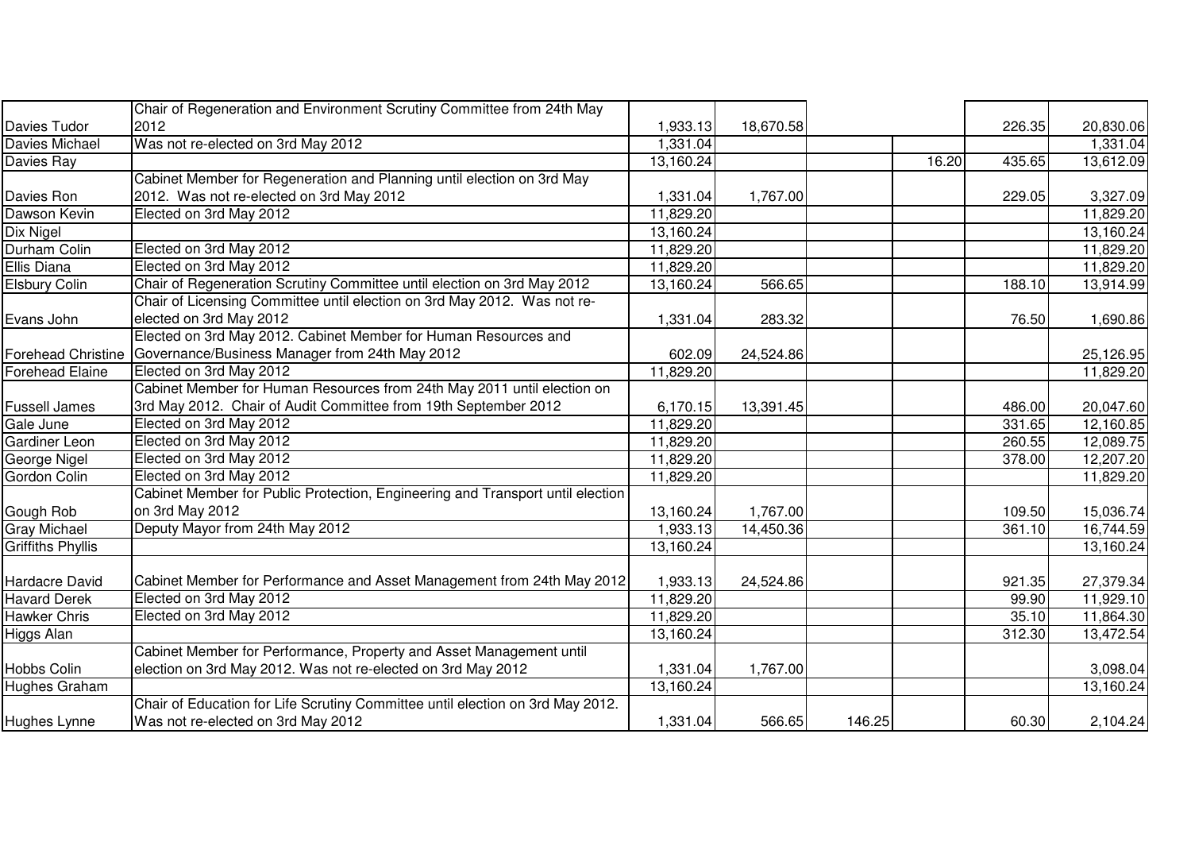| | | | | | | | |
|---|---|---|---|---|---|---|---|
| Davies Tudor | Chair of Regeneration and Environment Scrutiny Committee from 24th May 2012 | 1,933.13 | 18,670.58 | | | 226.35 | 20,830.06 |
| Davies Michael | Was not re-elected on 3rd May 2012 | 1,331.04 | | | | | 1,331.04 |
| Davies Ray | | 13,160.24 | | | 16.20 | 435.65 | 13,612.09 |
| Davies Ron | Cabinet Member for Regeneration and Planning until election on 3rd May 2012. Was not re-elected on 3rd May 2012 | 1,331.04 | 1,767.00 | | | 229.05 | 3,327.09 |
| Dawson Kevin | Elected on 3rd May 2012 | 11,829.20 | | | | | 11,829.20 |
| Dix Nigel | | 13,160.24 | | | | | 13,160.24 |
| Durham Colin | Elected on 3rd May 2012 | 11,829.20 | | | | | 11,829.20 |
| Ellis Diana | Elected on 3rd May 2012 | 11,829.20 | | | | | 11,829.20 |
| Elsbury Colin | Chair of Regeneration Scrutiny Committee until election on 3rd May 2012 | 13,160.24 | 566.65 | | | 188.10 | 13,914.99 |
| Evans John | Chair of Licensing Committee until election on 3rd May 2012. Was not re-elected on 3rd May 2012 | 1,331.04 | 283.32 | | | 76.50 | 1,690.86 |
| Forehead Christine | Elected on 3rd May 2012. Cabinet Member for Human Resources and Governance/Business Manager from 24th May 2012 | 602.09 | 24,524.86 | | | | 25,126.95 |
| Forehead Elaine | Elected on 3rd May 2012 | 11,829.20 | | | | | 11,829.20 |
| Fussell James | Cabinet Member for Human Resources from 24th May 2011 until election on 3rd May 2012. Chair of Audit Committee from 19th September 2012 | 6,170.15 | 13,391.45 | | | 486.00 | 20,047.60 |
| Gale June | Elected on 3rd May 2012 | 11,829.20 | | | | 331.65 | 12,160.85 |
| Gardiner Leon | Elected on 3rd May 2012 | 11,829.20 | | | | 260.55 | 12,089.75 |
| George Nigel | Elected on 3rd May 2012 | 11,829.20 | | | | 378.00 | 12,207.20 |
| Gordon Colin | Elected on 3rd May 2012 | 11,829.20 | | | | | 11,829.20 |
| Gough Rob | Cabinet Member for Public Protection, Engineering and Transport until election on 3rd May 2012 | 13,160.24 | 1,767.00 | | | 109.50 | 15,036.74 |
| Gray Michael | Deputy Mayor from 24th May 2012 | 1,933.13 | 14,450.36 | | | 361.10 | 16,744.59 |
| Griffiths Phyllis | | 13,160.24 | | | | | 13,160.24 |
| Hardacre David | Cabinet Member for Performance and Asset Management from 24th May 2012 | 1,933.13 | 24,524.86 | | | 921.35 | 27,379.34 |
| Havard Derek | Elected on 3rd May 2012 | 11,829.20 | | | | 99.90 | 11,929.10 |
| Hawker Chris | Elected on 3rd May 2012 | 11,829.20 | | | | 35.10 | 11,864.30 |
| Higgs Alan | | 13,160.24 | | | | 312.30 | 13,472.54 |
| Hobbs Colin | Cabinet Member for Performance, Property and Asset Management until election on 3rd May 2012. Was not re-elected on 3rd May 2012 | 1,331.04 | 1,767.00 | | | | 3,098.04 |
| Hughes Graham | | 13,160.24 | | | | | 13,160.24 |
| Hughes Lynne | Chair of Education for Life Scrutiny Committee until election on 3rd May 2012. Was not re-elected on 3rd May 2012 | 1,331.04 | 566.65 | 146.25 | | 60.30 | 2,104.24 |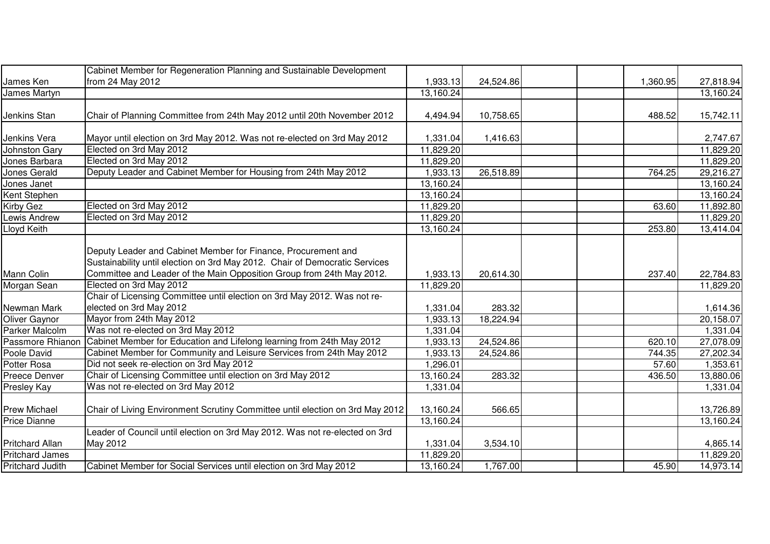| | | | | | | | |
|---|---|---|---|---|---|---|---|
| James Ken | Cabinet Member for Regeneration Planning and Sustainable Development from 24 May 2012 | 1,933.13 | 24,524.86 | | | 1,360.95 | 27,818.94 |
| James Martyn | | 13,160.24 | | | | | 13,160.24 |
| Jenkins Stan | Chair of Planning Committee from 24th May 2012 until 20th November 2012 | 4,494.94 | 10,758.65 | | | 488.52 | 15,742.11 |
| Jenkins Vera | Mayor until election on 3rd May 2012. Was not re-elected on 3rd May 2012 | 1,331.04 | 1,416.63 | | | | 2,747.67 |
| Johnston Gary | Elected on 3rd May 2012 | 11,829.20 | | | | | 11,829.20 |
| Jones Barbara | Elected on 3rd May 2012 | 11,829.20 | | | | | 11,829.20 |
| Jones Gerald | Deputy Leader and Cabinet Member for Housing from 24th May 2012 | 1,933.13 | 26,518.89 | | | 764.25 | 29,216.27 |
| Jones Janet | | 13,160.24 | | | | | 13,160.24 |
| Kent Stephen | | 13,160.24 | | | | | 13,160.24 |
| Kirby Gez | Elected on 3rd May 2012 | 11,829.20 | | | | 63.60 | 11,892.80 |
| Lewis Andrew | Elected on 3rd May 2012 | 11,829.20 | | | | | 11,829.20 |
| Lloyd Keith | | 13,160.24 | | | | 253.80 | 13,414.04 |
| Mann Colin | Deputy Leader and Cabinet Member for Finance, Procurement and Sustainability until election on 3rd May 2012. Chair of Democratic Services Committee and Leader of the Main Opposition Group from 24th May 2012. | 1,933.13 | 20,614.30 | | | 237.40 | 22,784.83 |
| Morgan Sean | Elected on 3rd May 2012 | 11,829.20 | | | | | 11,829.20 |
| Newman Mark | Chair of Licensing Committee until election on 3rd May 2012. Was not re-elected on 3rd May 2012 | 1,331.04 | 283.32 | | | | 1,614.36 |
| Oliver Gaynor | Mayor from 24th May 2012 | 1,933.13 | 18,224.94 | | | | 20,158.07 |
| Parker Malcolm | Was not re-elected on 3rd May 2012 | 1,331.04 | | | | | 1,331.04 |
| Passmore Rhianon | Cabinet Member for Education and Lifelong learning from 24th May 2012 | 1,933.13 | 24,524.86 | | | 620.10 | 27,078.09 |
| Poole David | Cabinet Member for Community and Leisure Services from 24th May 2012 | 1,933.13 | 24,524.86 | | | 744.35 | 27,202.34 |
| Potter Rosa | Did not seek re-election on 3rd May 2012 | 1,296.01 | | | | 57.60 | 1,353.61 |
| Preece Denver | Chair of Licensing Committee until election on 3rd May 2012 | 13,160.24 | 283.32 | | | 436.50 | 13,880.06 |
| Presley Kay | Was not re-elected on 3rd May 2012 | 1,331.04 | | | | | 1,331.04 |
| Prew Michael | Chair of Living Environment Scrutiny Committee until election on 3rd May 2012 | 13,160.24 | 566.65 | | | | 13,726.89 |
| Price Dianne | | 13,160.24 | | | | | 13,160.24 |
| Pritchard Allan | Leader of Council until election on 3rd May 2012. Was not re-elected on 3rd May 2012 | 1,331.04 | 3,534.10 | | | | 4,865.14 |
| Pritchard James | | 11,829.20 | | | | | 11,829.20 |
| Pritchard Judith | Cabinet Member for Social Services until election on 3rd May 2012 | 13,160.24 | 1,767.00 | | | 45.90 | 14,973.14 |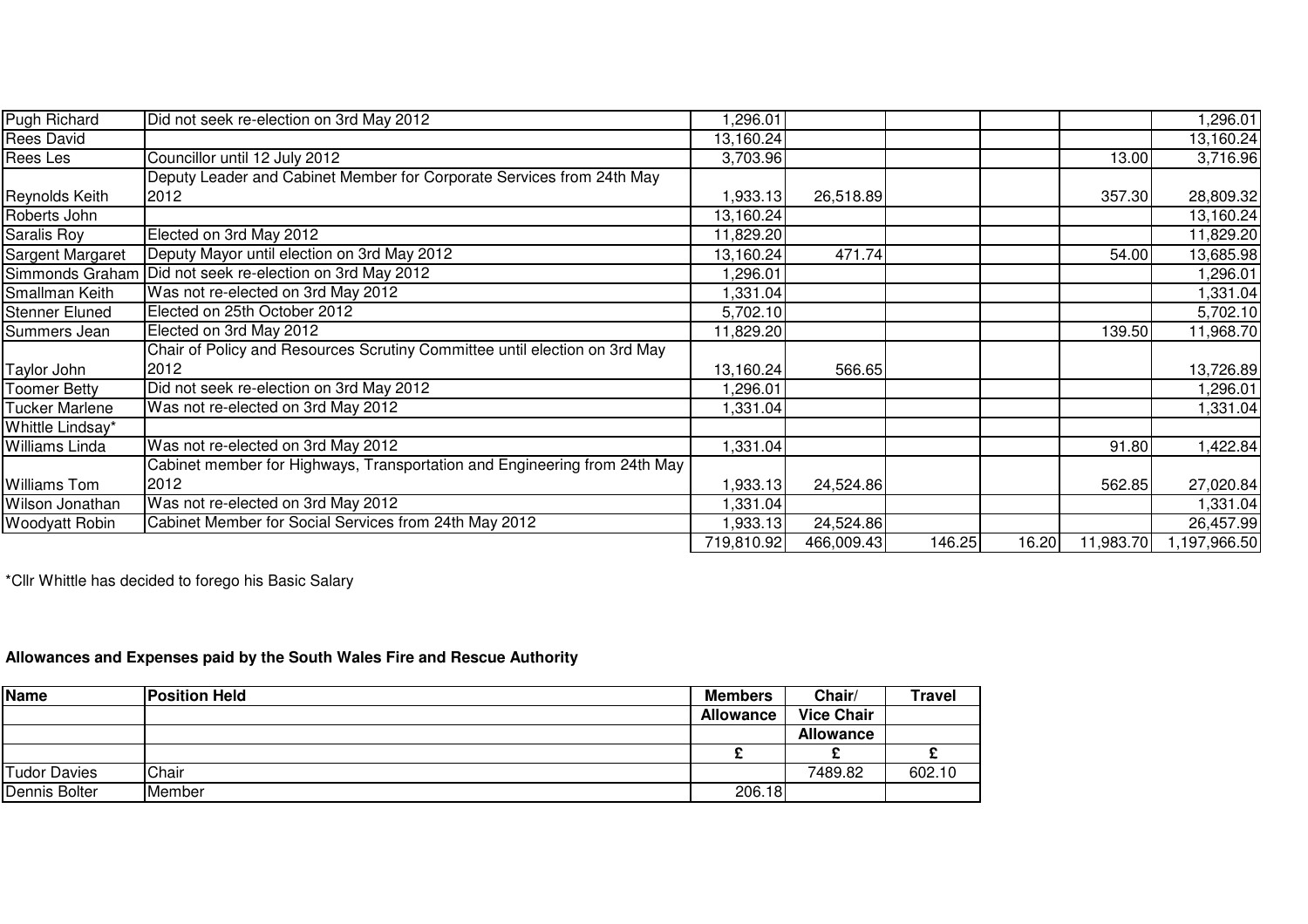| | | | | | | | |
|---|---|---|---|---|---|---|---|
| Pugh Richard | Did not seek re-election on 3rd May 2012 | 1,296.01 | | | | | 1,296.01 |
| Rees David | | 13,160.24 | | | | | 13,160.24 |
| Rees Les | Councillor until 12 July 2012 | 3,703.96 | | | | 13.00 | 3,716.96 |
| Reynolds Keith | Deputy Leader and Cabinet Member for Corporate Services from 24th May 2012 | 1,933.13 | 26,518.89 | | | 357.30 | 28,809.32 |
| Roberts John | | 13,160.24 | | | | | 13,160.24 |
| Saralis Roy | Elected on 3rd May 2012 | 11,829.20 | | | | | 11,829.20 |
| Sargent Margaret | Deputy Mayor until election on 3rd May 2012 | 13,160.24 | 471.74 | | | 54.00 | 13,685.98 |
| Simmonds Graham | Did not seek re-election on 3rd May 2012 | 1,296.01 | | | | | 1,296.01 |
| Smallman Keith | Was not re-elected on 3rd May 2012 | 1,331.04 | | | | | 1,331.04 |
| Stenner Eluned | Elected on 25th October 2012 | 5,702.10 | | | | | 5,702.10 |
| Summers Jean | Elected on 3rd May 2012 | 11,829.20 | | | | 139.50 | 11,968.70 |
| Taylor John | Chair of Policy and Resources Scrutiny Committee until election on 3rd May 2012 | 13,160.24 | 566.65 | | | | 13,726.89 |
| Toomer Betty | Did not seek re-election on 3rd May 2012 | 1,296.01 | | | | | 1,296.01 |
| Tucker Marlene | Was not re-elected on 3rd May 2012 | 1,331.04 | | | | | 1,331.04 |
| Whittle Lindsay* | | | | | | | |
| Williams Linda | Was not re-elected on 3rd May 2012 | 1,331.04 | | | | 91.80 | 1,422.84 |
| Williams Tom | Cabinet member for Highways, Transportation and Engineering from 24th May 2012 | 1,933.13 | 24,524.86 | | | 562.85 | 27,020.84 |
| Wilson Jonathan | Was not re-elected on 3rd May 2012 | 1,331.04 | | | | | 1,331.04 |
| Woodyatt Robin | Cabinet Member for Social Services from 24th May 2012 | 1,933.13 | 24,524.86 | | | | 26,457.99 |
| | | 719,810.92 | 466,009.43 | 146.25 | 16.20 | 11,983.70 | 1,197,966.50 |

*Cllr Whittle has decided to forego his Basic Salary

**Allowances and Expenses paid by the South Wales Fire and Rescue Authority**

| Name | Position Held | Members Allowance | Chair/ Vice Chair Allowance | Travel |
|---|---|---|---|---|
| | | £ | £ | £ |
| Tudor Davies | Chair | | 7489.82 | 602.10 |
| Dennis Bolter | Member | 206.18 | | |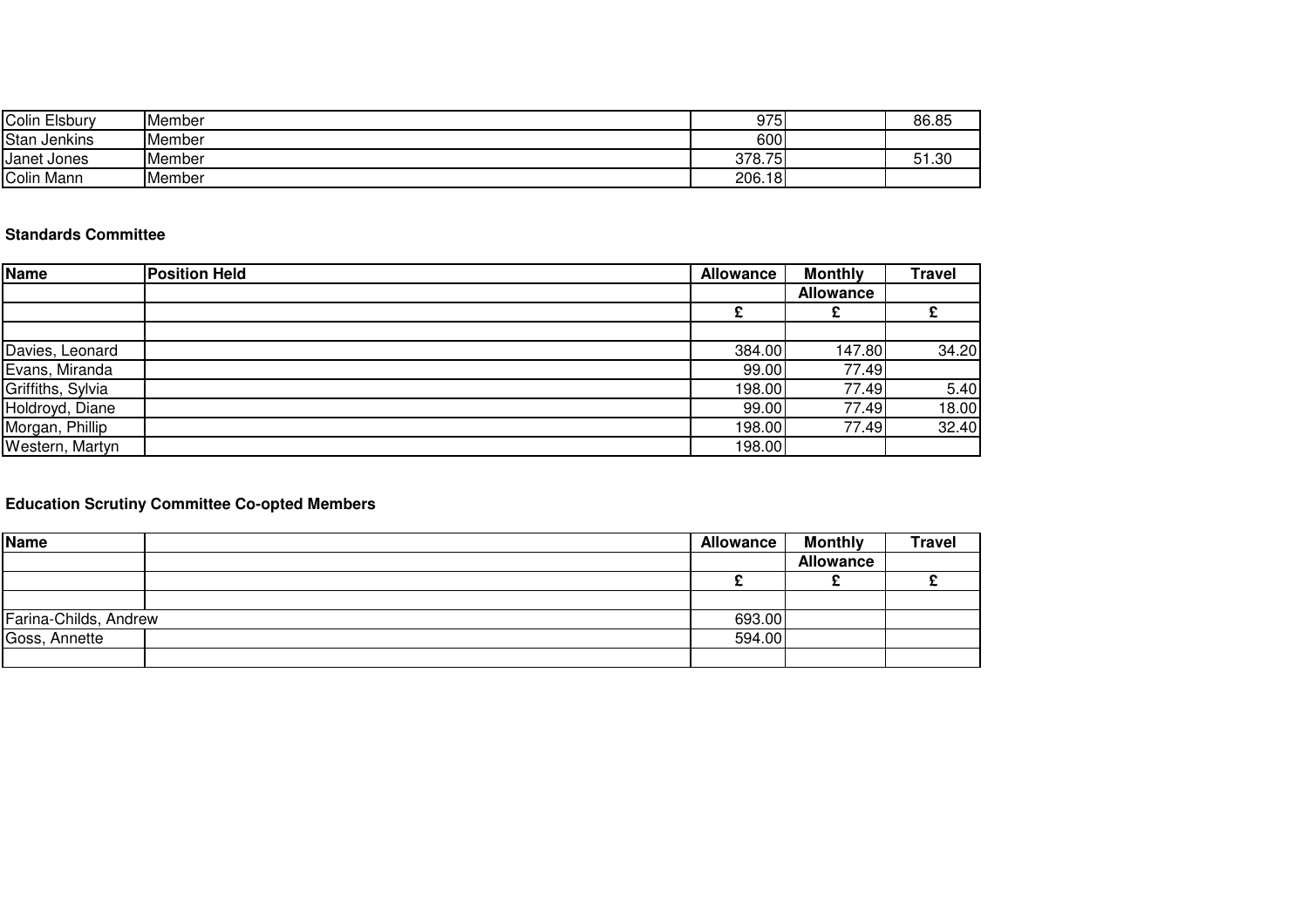| | | | | |
|---|---|---|---|---|
| Colin Elsbury | Member | 975 | | 86.85 |
| Stan Jenkins | Member | 600 | | |
| Janet Jones | Member | 378.75 | | 51.30 |
| Colin Mann | Member | 206.18 | | |

**Standards Committee**

| Name | Position Held | Allowance | Monthly Allowance | Travel |
|---|---|---|---|---|
| | | £ | £ | £ |
| | | | | |
| Davies, Leonard | | 384.00 | 147.80 | 34.20 |
| Evans, Miranda | | 99.00 | 77.49 | |
| Griffiths, Sylvia | | 198.00 | 77.49 | 5.40 |
| Holdroyd, Diane | | 99.00 | 77.49 | 18.00 |
| Morgan, Phillip | | 198.00 | 77.49 | 32.40 |
| Western, Martyn | | 198.00 | | |

**Education Scrutiny Committee Co-opted Members**

| Name | | Allowance | Monthly Allowance | Travel |
|---|---|---|---|---|
| | | £ | £ | £ |
| | | | | |
| Farina-Childs, Andrew | | 693.00 | | |
| Goss, Annette | | 594.00 | | |
| | | | | |